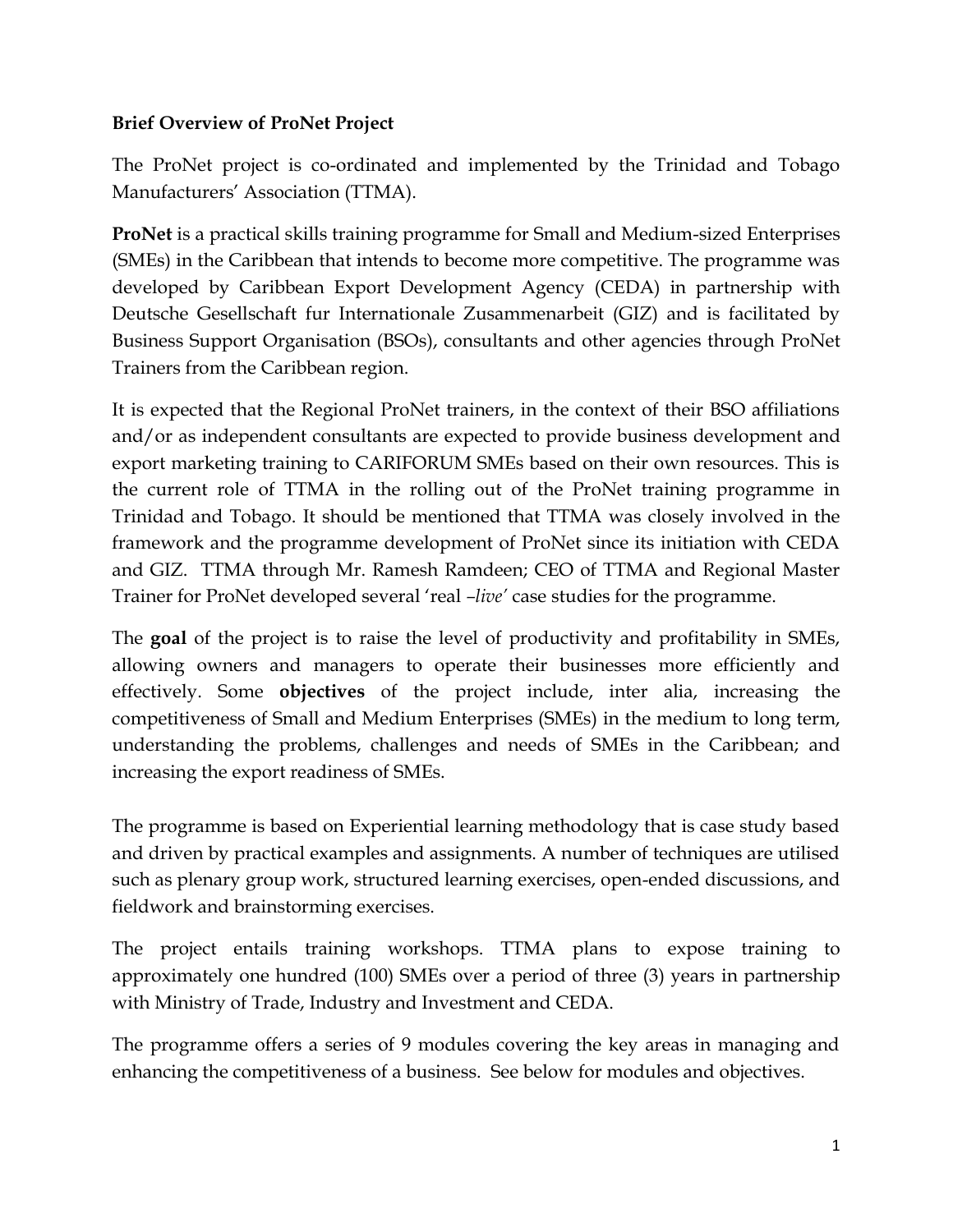**Brief Overview of ProNet Project**

The ProNet project is co-ordinated and implemented by the Trinidad and Tobago Manufacturers' Association (TTMA).

**ProNet** is a practical skills training programme for Small and Medium-sized Enterprises (SMEs) in the Caribbean that intends to become more competitive. The programme was developed by Caribbean Export Development Agency (CEDA) in partnership with Deutsche Gesellschaft fur Internationale Zusammenarbeit (GIZ) and is facilitated by Business Support Organisation (BSOs), consultants and other agencies through ProNet Trainers from the Caribbean region.

It is expected that the Regional ProNet trainers, in the context of their BSO affiliations and/or as independent consultants are expected to provide business development and export marketing training to CARIFORUM SMEs based on their own resources. This is the current role of TTMA in the rolling out of the ProNet training programme in Trinidad and Tobago. It should be mentioned that TTMA was closely involved in the framework and the programme development of ProNet since its initiation with CEDA and GIZ. TTMA through Mr. Ramesh Ramdeen; CEO of TTMA and Regional Master Trainer for ProNet developed several 'real *–live'* case studies for the programme.

The **goal** of the project is to raise the level of productivity and profitability in SMEs, allowing owners and managers to operate their businesses more efficiently and effectively. Some **objectives** of the project include, inter alia, increasing the competitiveness of Small and Medium Enterprises (SMEs) in the medium to long term, understanding the problems, challenges and needs of SMEs in the Caribbean; and increasing the export readiness of SMEs.

The programme is based on Experiential learning methodology that is case study based and driven by practical examples and assignments. A number of techniques are utilised such as plenary group work, structured learning exercises, open-ended discussions, and fieldwork and brainstorming exercises.

The project entails training workshops. TTMA plans to expose training to approximately one hundred (100) SMEs over a period of three (3) years in partnership with Ministry of Trade, Industry and Investment and CEDA.

The programme offers a series of 9 modules covering the key areas in managing and enhancing the competitiveness of a business. See below for modules and objectives.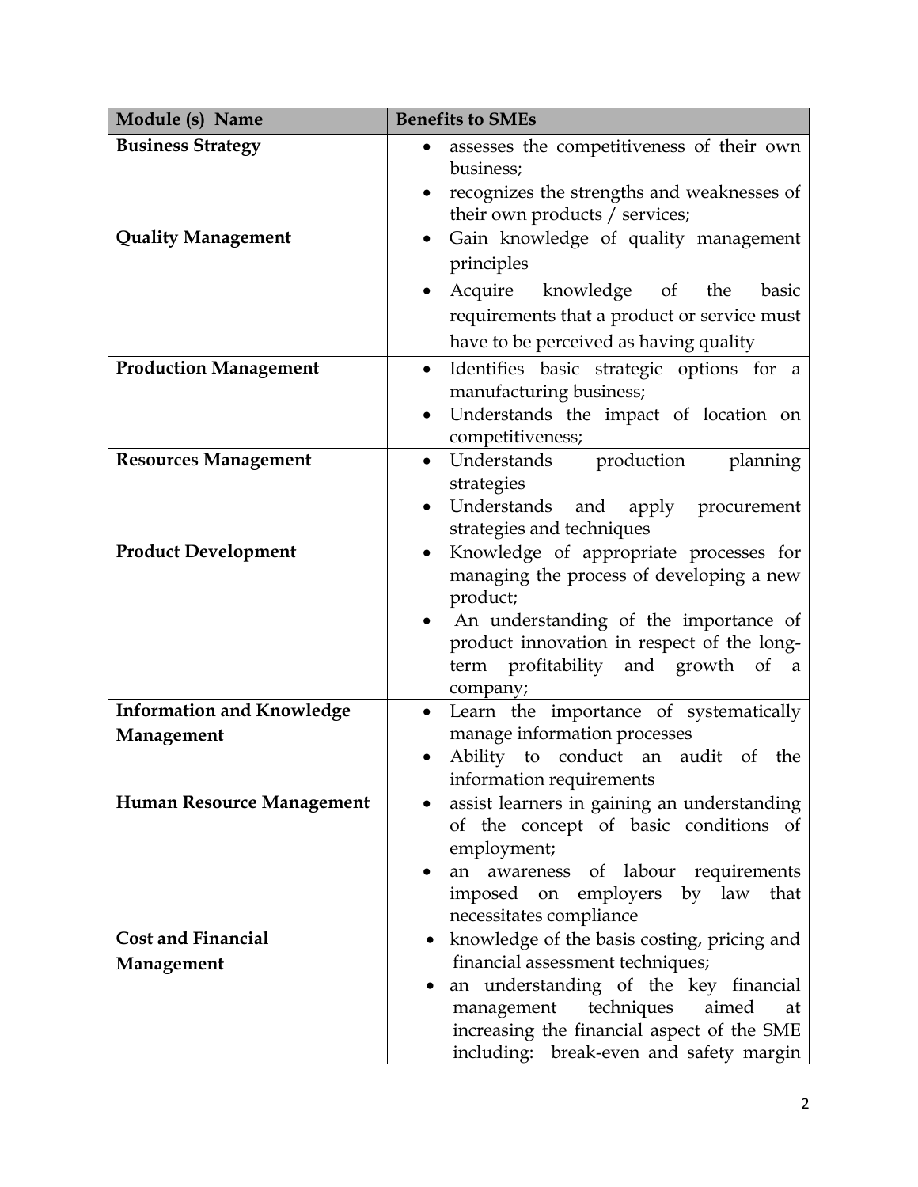| Module (s) Name | Benefits to SMEs |
|---|---|
| **Business Strategy** | • assesses the competitiveness of their own business;<br>• recognizes the strengths and weaknesses of their own products / services; |
| **Quality Management** | • Gain knowledge of quality management principles<br>• Acquire knowledge of the basic requirements that a product or service must have to be perceived as having quality |
| **Production Management** | • Identifies basic strategic options for a manufacturing business;<br>• Understands the impact of location on competitiveness; |
| **Resources Management** | • Understands production planning strategies<br>• Understands and apply procurement strategies and techniques |
| **Product Development** | • Knowledge of appropriate processes for managing the process of developing a new product;<br>• An understanding of the importance of product innovation in respect of the long-term profitability and growth of a company; |
| **Information and Knowledge Management** | • Learn the importance of systematically manage information processes<br>• Ability to conduct an audit of the information requirements |
| **Human Resource Management** | • assist learners in gaining an understanding of the concept of basic conditions of employment;<br>• an awareness of labour requirements imposed on employers by law that necessitates compliance |
| **Cost and Financial Management** | • knowledge of the basis costing, pricing and financial assessment techniques;<br>• an understanding of the key financial management techniques aimed at increasing the financial aspect of the SME including: break-even and safety margin |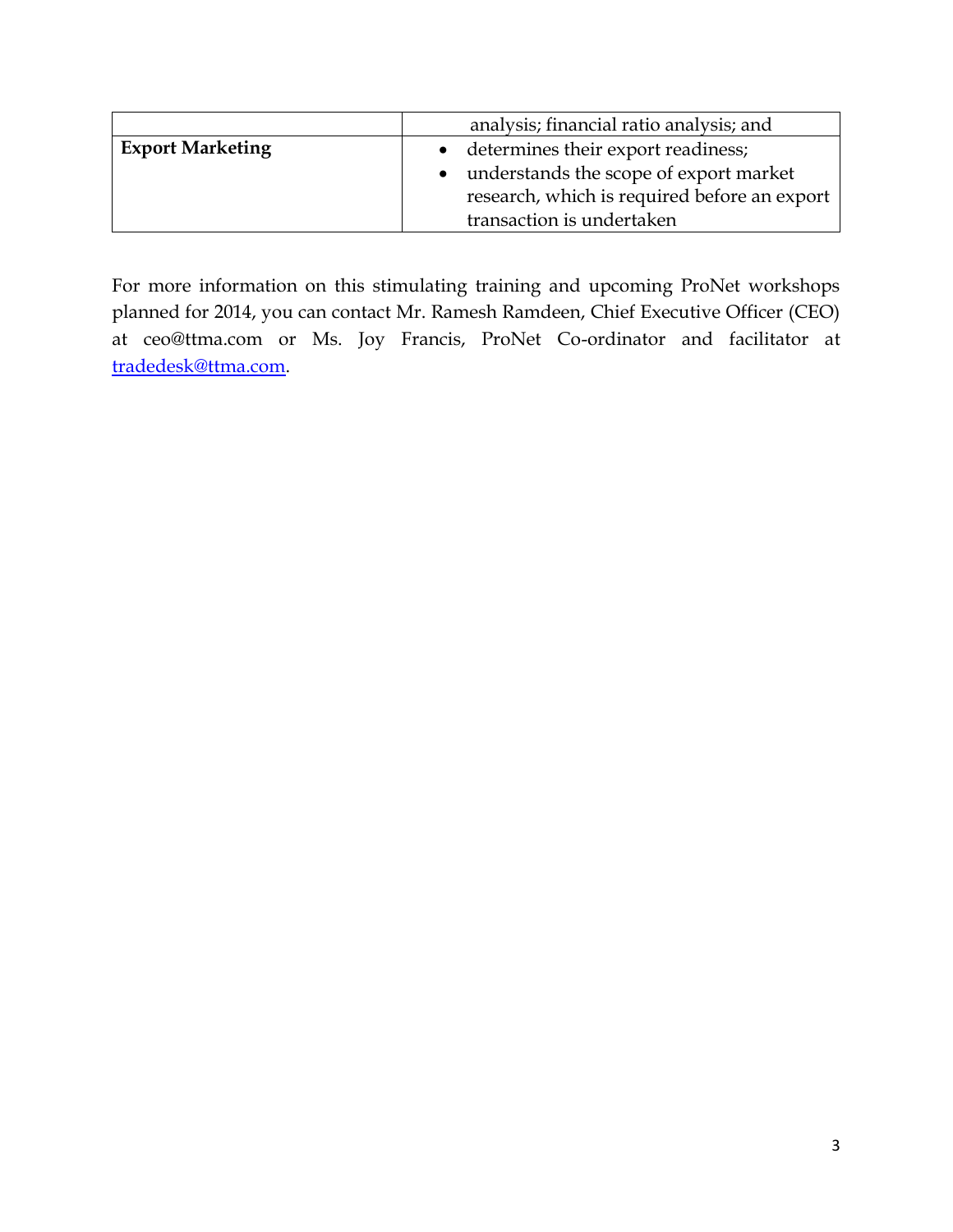| | |
|---|---|
| | analysis; financial ratio analysis; and |
| **Export Marketing** | • determines their export readiness; • understands the scope of export market research, which is required before an export transaction is undertaken |

For more information on this stimulating training and upcoming ProNet workshops planned for 2014, you can contact Mr. Ramesh Ramdeen, Chief Executive Officer (CEO) at ceo@ttma.com or Ms. Joy Francis, ProNet Co-ordinator and facilitator at tradedesk@ttma.com.